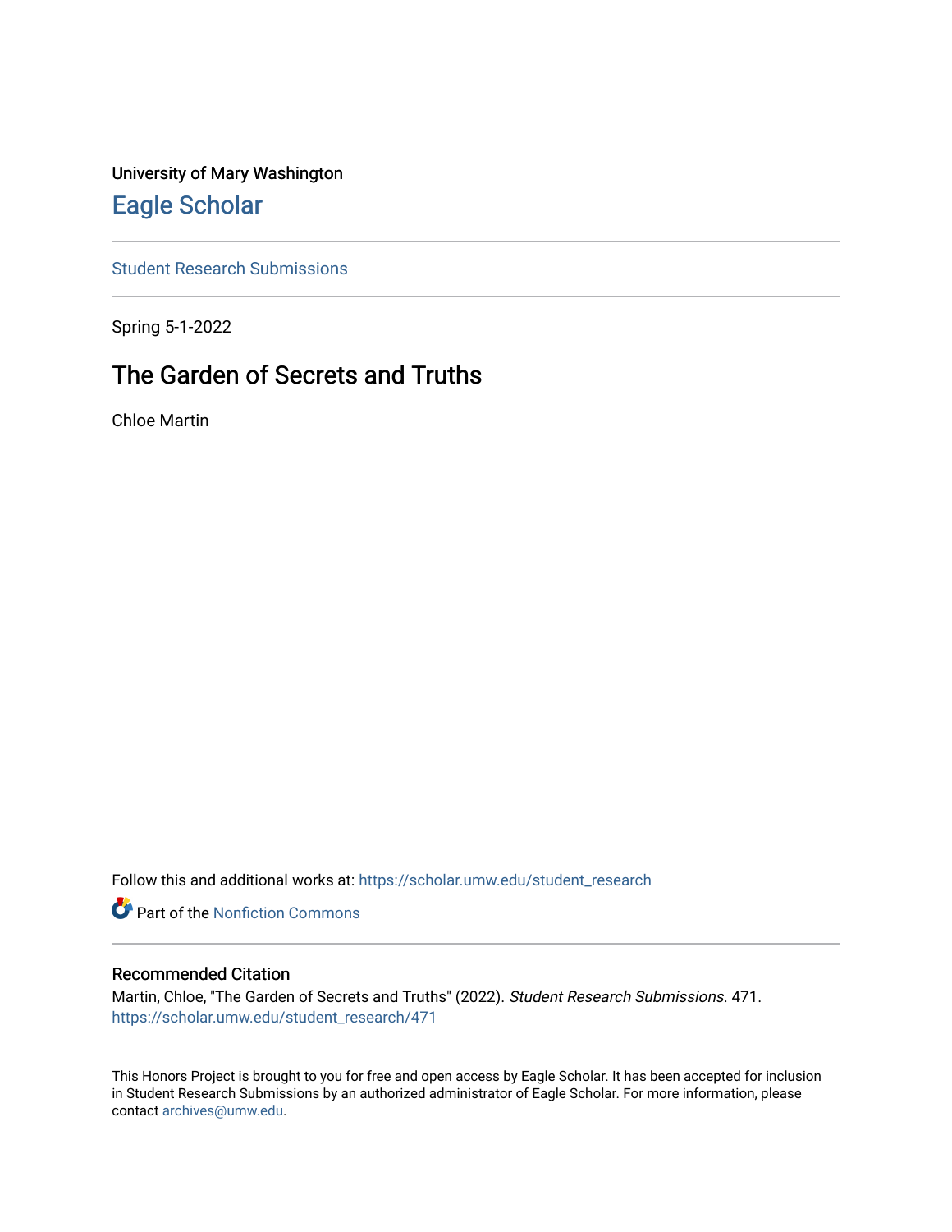University of Mary Washington

## Eagle Scholar

Student Research Submissions

Spring 5-1-2022

# The Garden of Secrets and Truths

Chloe Martin

Follow this and additional works at: https://scholar.umw.edu/student_research

Part of the Nonfiction Commons

### Recommended Citation

Martin, Chloe, "The Garden of Secrets and Truths" (2022). *Student Research Submissions*. 471.
https://scholar.umw.edu/student_research/471

This Honors Project is brought to you for free and open access by Eagle Scholar. It has been accepted for inclusion in Student Research Submissions by an authorized administrator of Eagle Scholar. For more information, please contact archives@umw.edu.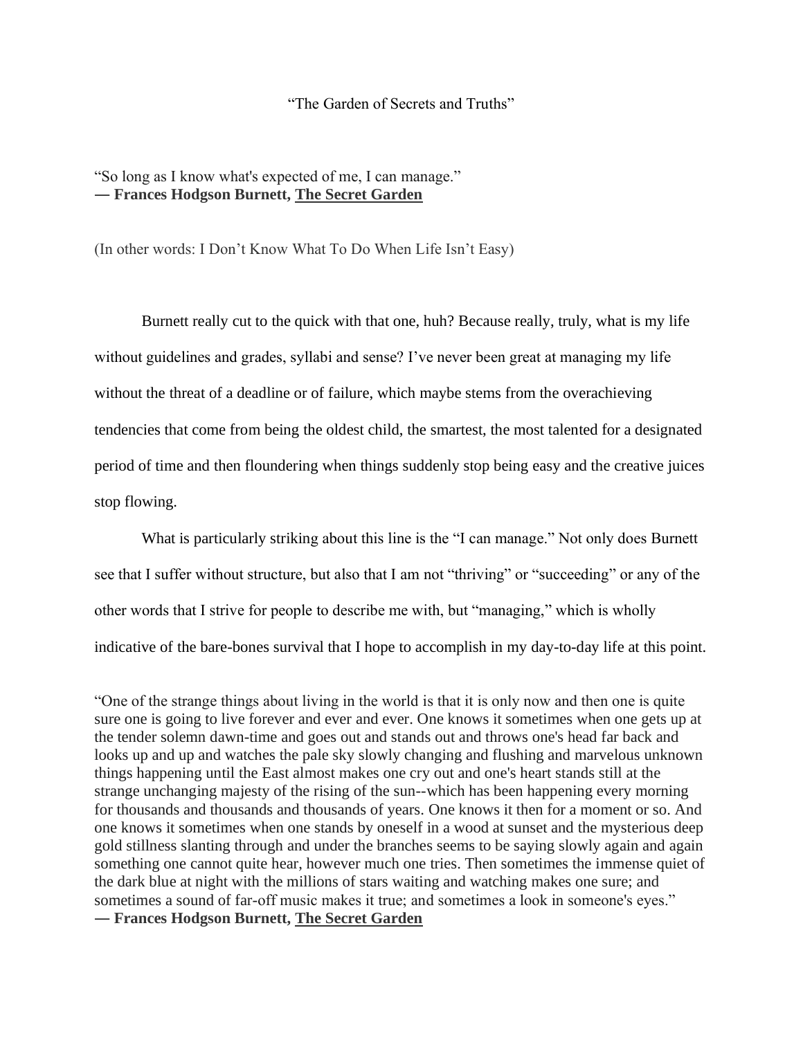"The Garden of Secrets and Truths"

"So long as I know what's expected of me, I can manage."
**― Frances Hodgson Burnett, The Secret Garden**

(In other words: I Don't Know What To Do When Life Isn't Easy)

Burnett really cut to the quick with that one, huh? Because really, truly, what is my life without guidelines and grades, syllabi and sense? I've never been great at managing my life without the threat of a deadline or of failure, which maybe stems from the overachieving tendencies that come from being the oldest child, the smartest, the most talented for a designated period of time and then floundering when things suddenly stop being easy and the creative juices stop flowing.

What is particularly striking about this line is the "I can manage." Not only does Burnett see that I suffer without structure, but also that I am not "thriving" or "succeeding" or any of the other words that I strive for people to describe me with, but "managing," which is wholly indicative of the bare-bones survival that I hope to accomplish in my day-to-day life at this point.

"One of the strange things about living in the world is that it is only now and then one is quite sure one is going to live forever and ever and ever. One knows it sometimes when one gets up at the tender solemn dawn-time and goes out and stands out and throws one's head far back and looks up and up and watches the pale sky slowly changing and flushing and marvelous unknown things happening until the East almost makes one cry out and one's heart stands still at the strange unchanging majesty of the rising of the sun--which has been happening every morning for thousands and thousands and thousands of years. One knows it then for a moment or so. And one knows it sometimes when one stands by oneself in a wood at sunset and the mysterious deep gold stillness slanting through and under the branches seems to be saying slowly again and again something one cannot quite hear, however much one tries. Then sometimes the immense quiet of the dark blue at night with the millions of stars waiting and watching makes one sure; and sometimes a sound of far-off music makes it true; and sometimes a look in someone's eyes."
**― Frances Hodgson Burnett, The Secret Garden**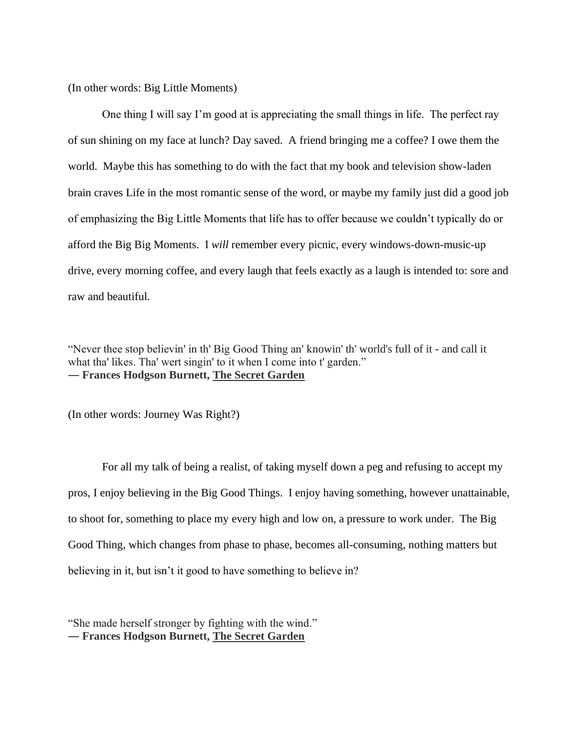(In other words: Big Little Moments)

One thing I will say I'm good at is appreciating the small things in life. The perfect ray of sun shining on my face at lunch? Day saved. A friend bringing me a coffee? I owe them the world. Maybe this has something to do with the fact that my book and television show-laden brain craves Life in the most romantic sense of the word, or maybe my family just did a good job of emphasizing the Big Little Moments that life has to offer because we couldn't typically do or afford the Big Big Moments. I *will* remember every picnic, every windows-down-music-up drive, every morning coffee, and every laugh that feels exactly as a laugh is intended to: sore and raw and beautiful.

"Never thee stop believin' in th' Big Good Thing an' knowin' th' world's full of it - and call it what tha' likes. Tha' wert singin' to it when I come into t' garden."
**― Frances Hodgson Burnett, The Secret Garden**

(In other words: Journey Was Right?)

For all my talk of being a realist, of taking myself down a peg and refusing to accept my pros, I enjoy believing in the Big Good Things. I enjoy having something, however unattainable, to shoot for, something to place my every high and low on, a pressure to work under. The Big Good Thing, which changes from phase to phase, becomes all-consuming, nothing matters but believing in it, but isn't it good to have something to believe in?

"She made herself stronger by fighting with the wind."
**― Frances Hodgson Burnett, The Secret Garden**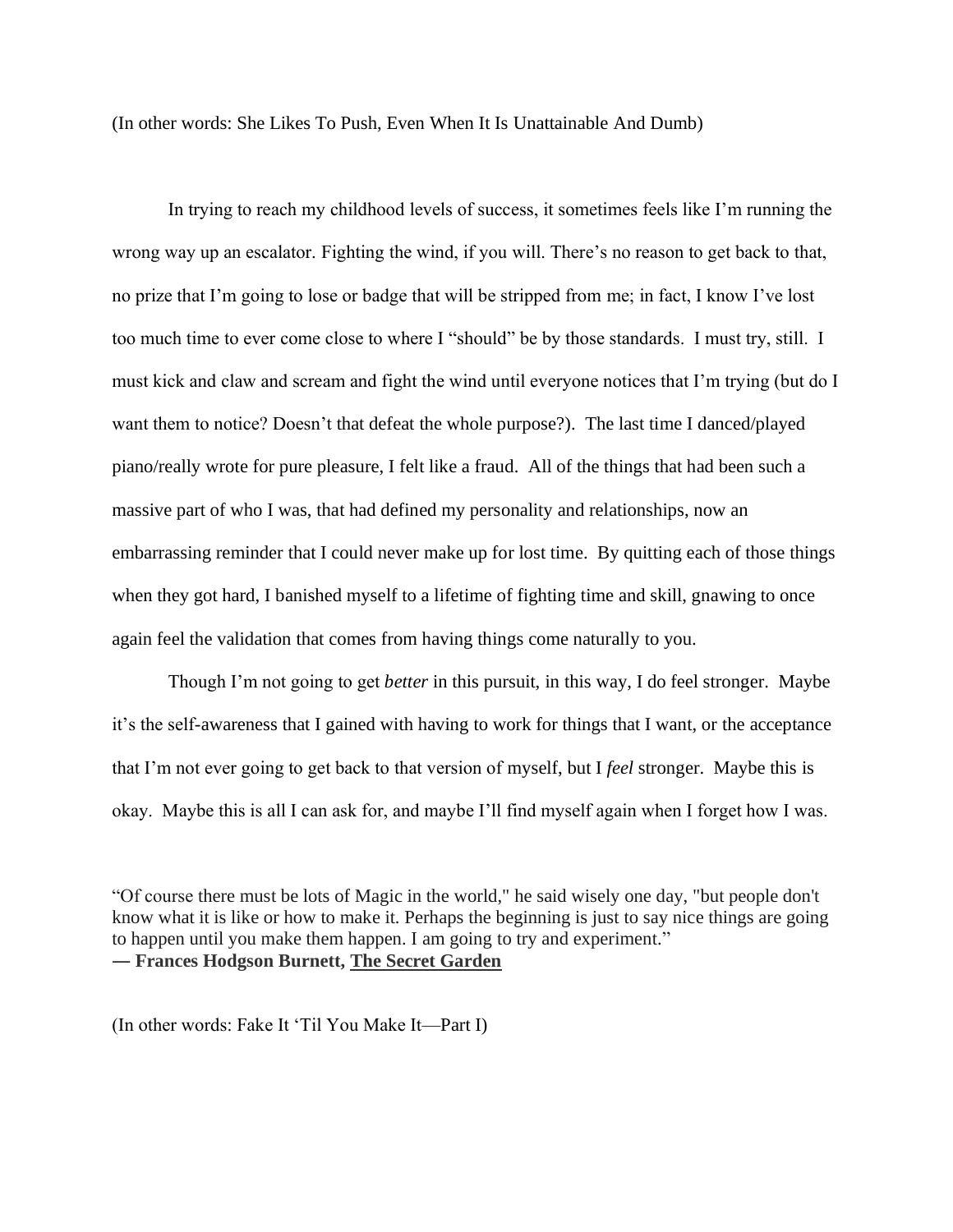(In other words: She Likes To Push, Even When It Is Unattainable And Dumb)

In trying to reach my childhood levels of success, it sometimes feels like I'm running the wrong way up an escalator. Fighting the wind, if you will. There's no reason to get back to that, no prize that I'm going to lose or badge that will be stripped from me; in fact, I know I've lost too much time to ever come close to where I "should" be by those standards. I must try, still. I must kick and claw and scream and fight the wind until everyone notices that I'm trying (but do I want them to notice? Doesn't that defeat the whole purpose?). The last time I danced/played piano/really wrote for pure pleasure, I felt like a fraud. All of the things that had been such a massive part of who I was, that had defined my personality and relationships, now an embarrassing reminder that I could never make up for lost time. By quitting each of those things when they got hard, I banished myself to a lifetime of fighting time and skill, gnawing to once again feel the validation that comes from having things come naturally to you.

Though I'm not going to get *better* in this pursuit, in this way, I do feel stronger. Maybe it's the self-awareness that I gained with having to work for things that I want, or the acceptance that I'm not ever going to get back to that version of myself, but I *feel* stronger. Maybe this is okay. Maybe this is all I can ask for, and maybe I'll find myself again when I forget how I was.

"Of course there must be lots of Magic in the world," he said wisely one day, "but people don't know what it is like or how to make it. Perhaps the beginning is just to say nice things are going to happen until you make them happen. I am going to try and experiment."
**― Frances Hodgson Burnett, The Secret Garden**

(In other words: Fake It 'Til You Make It—Part I)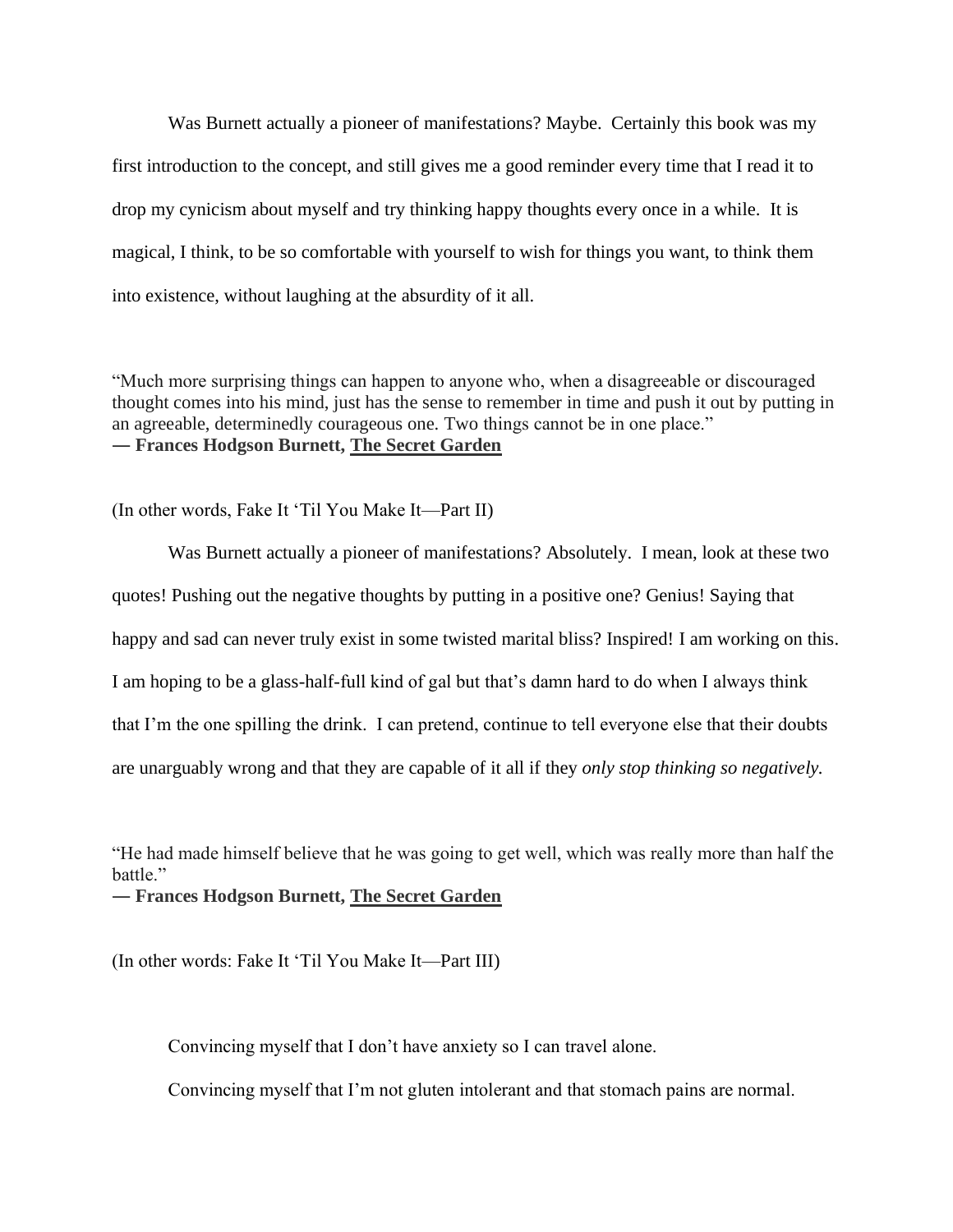Was Burnett actually a pioneer of manifestations? Maybe. Certainly this book was my first introduction to the concept, and still gives me a good reminder every time that I read it to drop my cynicism about myself and try thinking happy thoughts every once in a while. It is magical, I think, to be so comfortable with yourself to wish for things you want, to think them into existence, without laughing at the absurdity of it all.

"Much more surprising things can happen to anyone who, when a disagreeable or discouraged thought comes into his mind, just has the sense to remember in time and push it out by putting in an agreeable, determinedly courageous one. Two things cannot be in one place."
**― Frances Hodgson Burnett, The Secret Garden**

(In other words, Fake It 'Til You Make It—Part II)

Was Burnett actually a pioneer of manifestations? Absolutely. I mean, look at these two quotes! Pushing out the negative thoughts by putting in a positive one? Genius! Saying that happy and sad can never truly exist in some twisted marital bliss? Inspired! I am working on this. I am hoping to be a glass-half-full kind of gal but that's damn hard to do when I always think that I'm the one spilling the drink. I can pretend, continue to tell everyone else that their doubts are unarguably wrong and that they are capable of it all if they *only stop thinking so negatively.*

"He had made himself believe that he was going to get well, which was really more than half the battle."
**― Frances Hodgson Burnett, The Secret Garden**

(In other words: Fake It 'Til You Make It—Part III)

Convincing myself that I don't have anxiety so I can travel alone.

Convincing myself that I'm not gluten intolerant and that stomach pains are normal.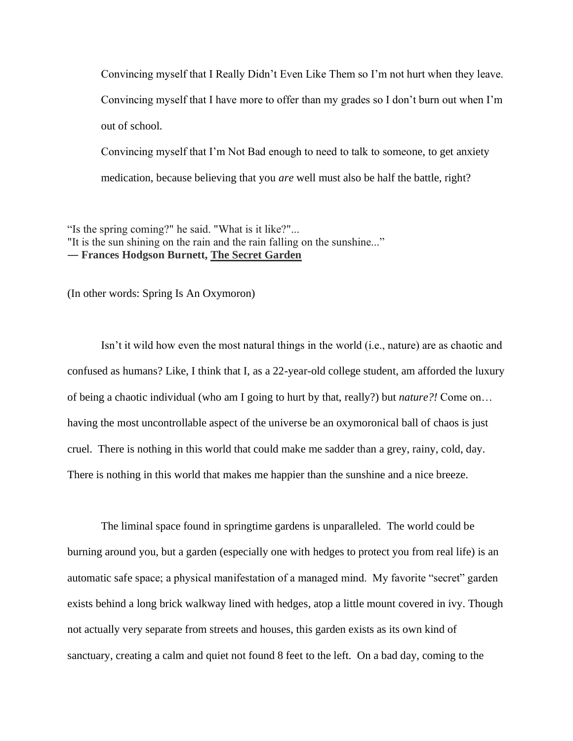Convincing myself that I Really Didn't Even Like Them so I'm not hurt when they leave.

Convincing myself that I have more to offer than my grades so I don't burn out when I'm out of school.

Convincing myself that I'm Not Bad enough to need to talk to someone, to get anxiety medication, because believing that you *are* well must also be half the battle, right?

"Is the spring coming?" he said. "What is it like?"...
"It is the sun shining on the rain and the rain falling on the sunshine..."
**— Frances Hodgson Burnett, The Secret Garden**

(In other words: Spring Is An Oxymoron)

Isn't it wild how even the most natural things in the world (i.e., nature) are as chaotic and confused as humans? Like, I think that I, as a 22-year-old college student, am afforded the luxury of being a chaotic individual (who am I going to hurt by that, really?) but *nature?!* Come on… having the most uncontrollable aspect of the universe be an oxymoronical ball of chaos is just cruel. There is nothing in this world that could make me sadder than a grey, rainy, cold, day. There is nothing in this world that makes me happier than the sunshine and a nice breeze.

The liminal space found in springtime gardens is unparalleled. The world could be burning around you, but a garden (especially one with hedges to protect you from real life) is an automatic safe space; a physical manifestation of a managed mind. My favorite "secret" garden exists behind a long brick walkway lined with hedges, atop a little mount covered in ivy. Though not actually very separate from streets and houses, this garden exists as its own kind of sanctuary, creating a calm and quiet not found 8 feet to the left. On a bad day, coming to the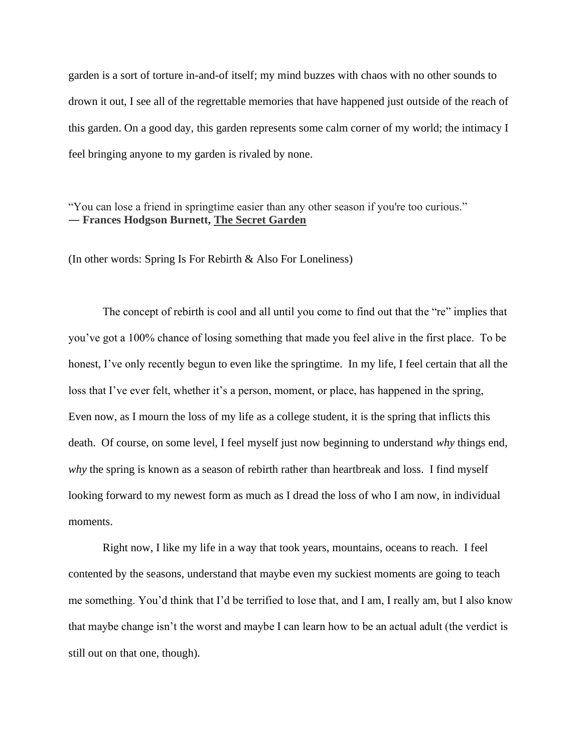garden is a sort of torture in-and-of itself; my mind buzzes with chaos with no other sounds to drown it out, I see all of the regrettable memories that have happened just outside of the reach of this garden. On a good day, this garden represents some calm corner of my world; the intimacy I feel bringing anyone to my garden is rivaled by none.

"You can lose a friend in springtime easier than any other season if you're too curious."
**― Frances Hodgson Burnett, The Secret Garden**

(In other words: Spring Is For Rebirth & Also For Loneliness)

The concept of rebirth is cool and all until you come to find out that the "re" implies that you've got a 100% chance of losing something that made you feel alive in the first place. To be honest, I've only recently begun to even like the springtime. In my life, I feel certain that all the loss that I've ever felt, whether it's a person, moment, or place, has happened in the spring, Even now, as I mourn the loss of my life as a college student, it is the spring that inflicts this death. Of course, on some level, I feel myself just now beginning to understand *why* things end, *why* the spring is known as a season of rebirth rather than heartbreak and loss. I find myself looking forward to my newest form as much as I dread the loss of who I am now, in individual moments.

Right now, I like my life in a way that took years, mountains, oceans to reach. I feel contented by the seasons, understand that maybe even my suckiest moments are going to teach me something. You'd think that I'd be terrified to lose that, and I am, I really am, but I also know that maybe change isn't the worst and maybe I can learn how to be an actual adult (the verdict is still out on that one, though).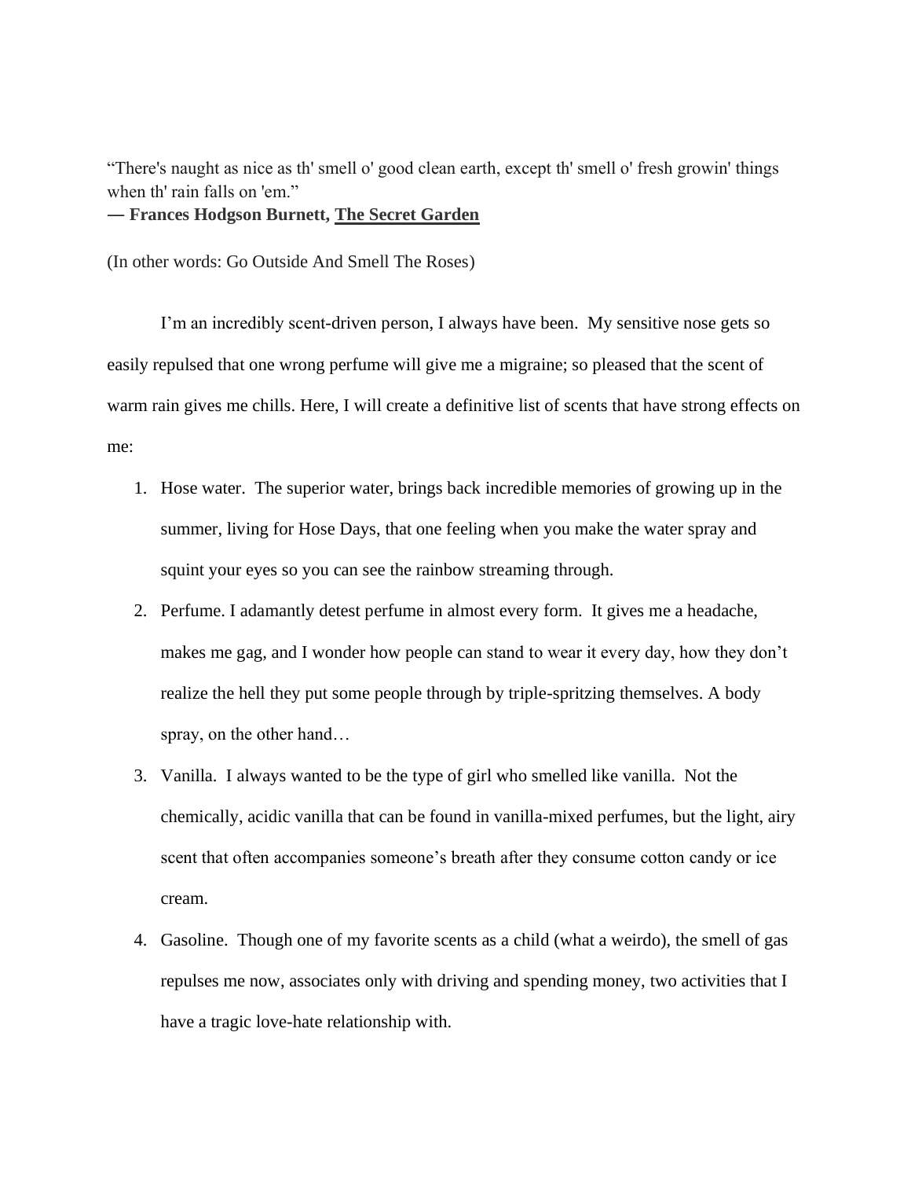"There's naught as nice as th' smell o' good clean earth, except th' smell o' fresh growin' things when th' rain falls on 'em."
**— Frances Hodgson Burnett, The Secret Garden**

(In other words: Go Outside And Smell The Roses)

I'm an incredibly scent-driven person, I always have been. My sensitive nose gets so easily repulsed that one wrong perfume will give me a migraine; so pleased that the scent of warm rain gives me chills. Here, I will create a definitive list of scents that have strong effects on me:

1. Hose water. The superior water, brings back incredible memories of growing up in the summer, living for Hose Days, that one feeling when you make the water spray and squint your eyes so you can see the rainbow streaming through.
2. Perfume. I adamantly detest perfume in almost every form. It gives me a headache, makes me gag, and I wonder how people can stand to wear it every day, how they don't realize the hell they put some people through by triple-spritzing themselves. A body spray, on the other hand…
3. Vanilla. I always wanted to be the type of girl who smelled like vanilla. Not the chemically, acidic vanilla that can be found in vanilla-mixed perfumes, but the light, airy scent that often accompanies someone's breath after they consume cotton candy or ice cream.
4. Gasoline. Though one of my favorite scents as a child (what a weirdo), the smell of gas repulses me now, associates only with driving and spending money, two activities that I have a tragic love-hate relationship with.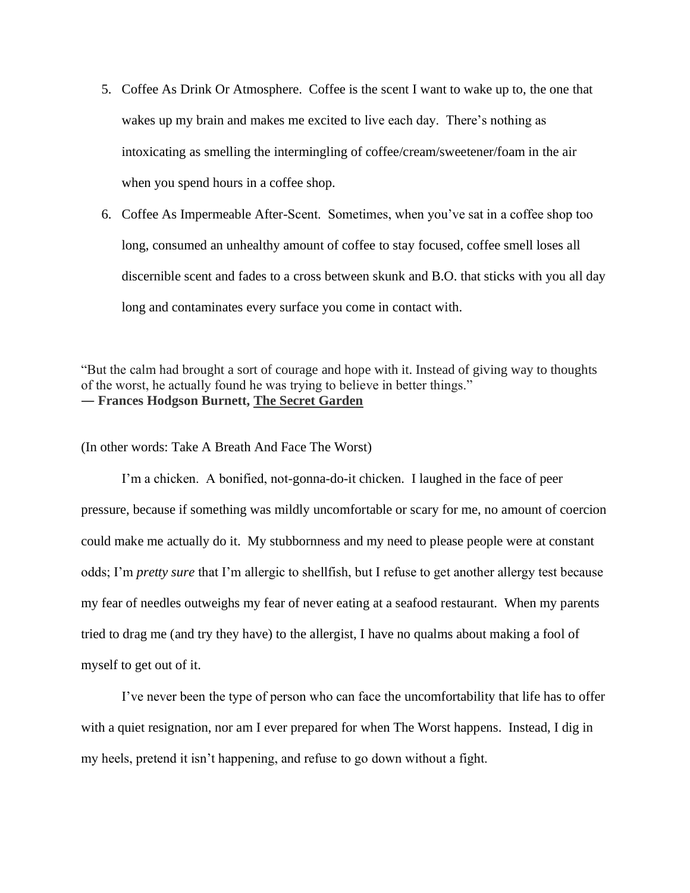5. Coffee As Drink Or Atmosphere. Coffee is the scent I want to wake up to, the one that wakes up my brain and makes me excited to live each day. There's nothing as intoxicating as smelling the intermingling of coffee/cream/sweetener/foam in the air when you spend hours in a coffee shop.
6. Coffee As Impermeable After-Scent. Sometimes, when you've sat in a coffee shop too long, consumed an unhealthy amount of coffee to stay focused, coffee smell loses all discernible scent and fades to a cross between skunk and B.O. that sticks with you all day long and contaminates every surface you come in contact with.

"But the calm had brought a sort of courage and hope with it. Instead of giving way to thoughts of the worst, he actually found he was trying to believe in better things."
**― Frances Hodgson Burnett, The Secret Garden**

(In other words: Take A Breath And Face The Worst)

I'm a chicken. A bonified, not-gonna-do-it chicken. I laughed in the face of peer pressure, because if something was mildly uncomfortable or scary for me, no amount of coercion could make me actually do it. My stubbornness and my need to please people were at constant odds; I'm *pretty sure* that I'm allergic to shellfish, but I refuse to get another allergy test because my fear of needles outweighs my fear of never eating at a seafood restaurant. When my parents tried to drag me (and try they have) to the allergist, I have no qualms about making a fool of myself to get out of it.

I've never been the type of person who can face the uncomfortability that life has to offer with a quiet resignation, nor am I ever prepared for when The Worst happens. Instead, I dig in my heels, pretend it isn't happening, and refuse to go down without a fight.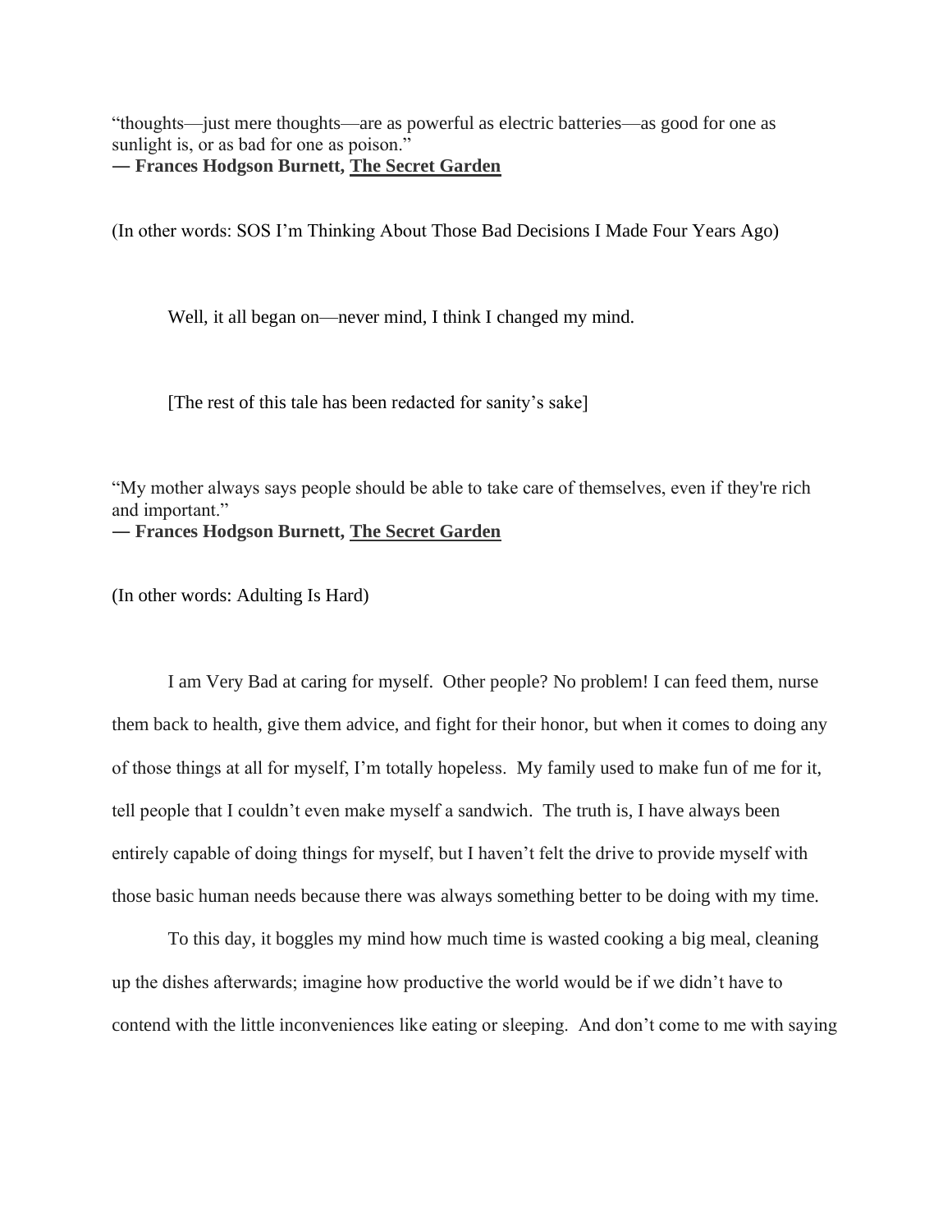"thoughts—just mere thoughts—are as powerful as electric batteries—as good for one as sunlight is, or as bad for one as poison."
**― Frances Hodgson Burnett, The Secret Garden**

(In other words: SOS I'm Thinking About Those Bad Decisions I Made Four Years Ago)

Well, it all began on—never mind, I think I changed my mind.

[The rest of this tale has been redacted for sanity's sake]

"My mother always says people should be able to take care of themselves, even if they're rich and important."
**― Frances Hodgson Burnett, The Secret Garden**

(In other words: Adulting Is Hard)

I am Very Bad at caring for myself. Other people? No problem! I can feed them, nurse them back to health, give them advice, and fight for their honor, but when it comes to doing any of those things at all for myself, I'm totally hopeless. My family used to make fun of me for it, tell people that I couldn't even make myself a sandwich. The truth is, I have always been entirely capable of doing things for myself, but I haven't felt the drive to provide myself with those basic human needs because there was always something better to be doing with my time.

To this day, it boggles my mind how much time is wasted cooking a big meal, cleaning up the dishes afterwards; imagine how productive the world would be if we didn't have to contend with the little inconveniences like eating or sleeping. And don't come to me with saying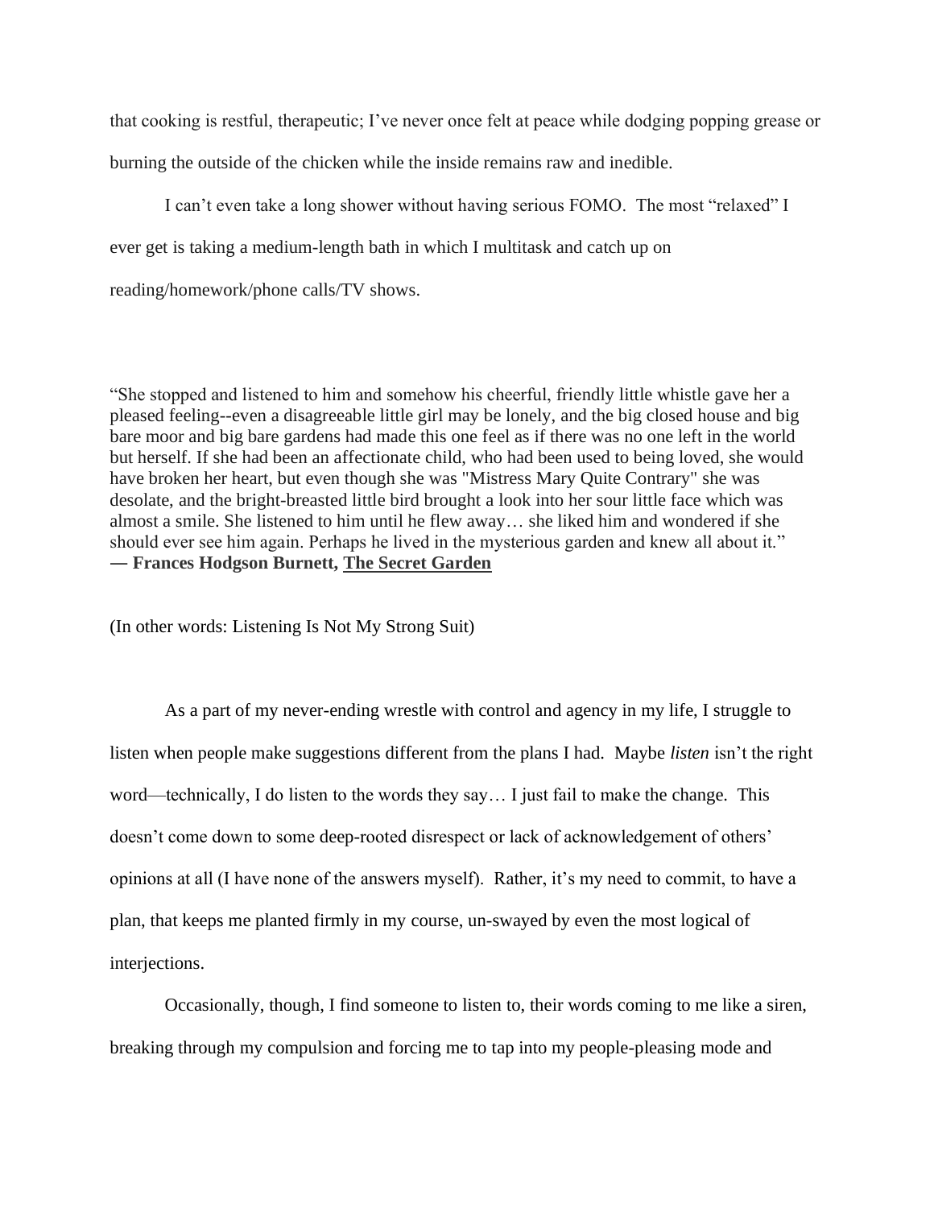that cooking is restful, therapeutic; I've never once felt at peace while dodging popping grease or burning the outside of the chicken while the inside remains raw and inedible.

I can't even take a long shower without having serious FOMO. The most "relaxed" I ever get is taking a medium-length bath in which I multitask and catch up on reading/homework/phone calls/TV shows.

"She stopped and listened to him and somehow his cheerful, friendly little whistle gave her a pleased feeling--even a disagreeable little girl may be lonely, and the big closed house and big bare moor and big bare gardens had made this one feel as if there was no one left in the world but herself. If she had been an affectionate child, who had been used to being loved, she would have broken her heart, but even though she was "Mistress Mary Quite Contrary" she was desolate, and the bright-breasted little bird brought a look into her sour little face which was almost a smile. She listened to him until he flew away… she liked him and wondered if she should ever see him again. Perhaps he lived in the mysterious garden and knew all about it."
**― Frances Hodgson Burnett, The Secret Garden**

(In other words: Listening Is Not My Strong Suit)

As a part of my never-ending wrestle with control and agency in my life, I struggle to listen when people make suggestions different from the plans I had. Maybe *listen* isn't the right word—technically, I do listen to the words they say… I just fail to make the change. This doesn't come down to some deep-rooted disrespect or lack of acknowledgement of others' opinions at all (I have none of the answers myself). Rather, it's my need to commit, to have a plan, that keeps me planted firmly in my course, un-swayed by even the most logical of interjections.

Occasionally, though, I find someone to listen to, their words coming to me like a siren, breaking through my compulsion and forcing me to tap into my people-pleasing mode and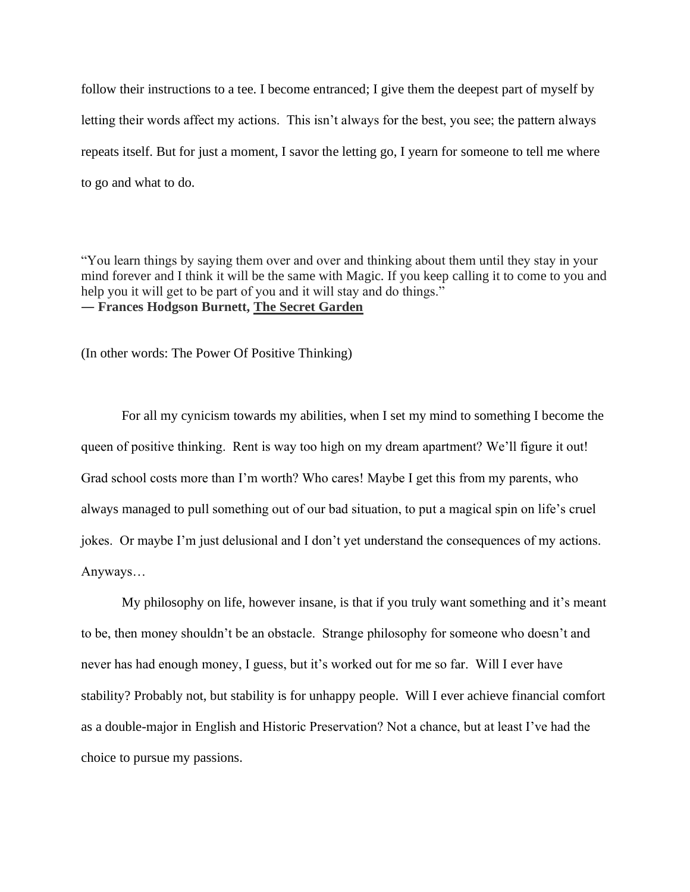follow their instructions to a tee. I become entranced; I give them the deepest part of myself by letting their words affect my actions. This isn't always for the best, you see; the pattern always repeats itself. But for just a moment, I savor the letting go, I yearn for someone to tell me where to go and what to do.

"You learn things by saying them over and over and thinking about them until they stay in your mind forever and I think it will be the same with Magic. If you keep calling it to come to you and help you it will get to be part of you and it will stay and do things."
**― Frances Hodgson Burnett, <u>The Secret Garden</u>**

(In other words: The Power Of Positive Thinking)

For all my cynicism towards my abilities, when I set my mind to something I become the queen of positive thinking. Rent is way too high on my dream apartment? We'll figure it out! Grad school costs more than I'm worth? Who cares! Maybe I get this from my parents, who always managed to pull something out of our bad situation, to put a magical spin on life's cruel jokes. Or maybe I'm just delusional and I don't yet understand the consequences of my actions. Anyways…

My philosophy on life, however insane, is that if you truly want something and it's meant to be, then money shouldn't be an obstacle. Strange philosophy for someone who doesn't and never has had enough money, I guess, but it's worked out for me so far. Will I ever have stability? Probably not, but stability is for unhappy people. Will I ever achieve financial comfort as a double-major in English and Historic Preservation? Not a chance, but at least I've had the choice to pursue my passions.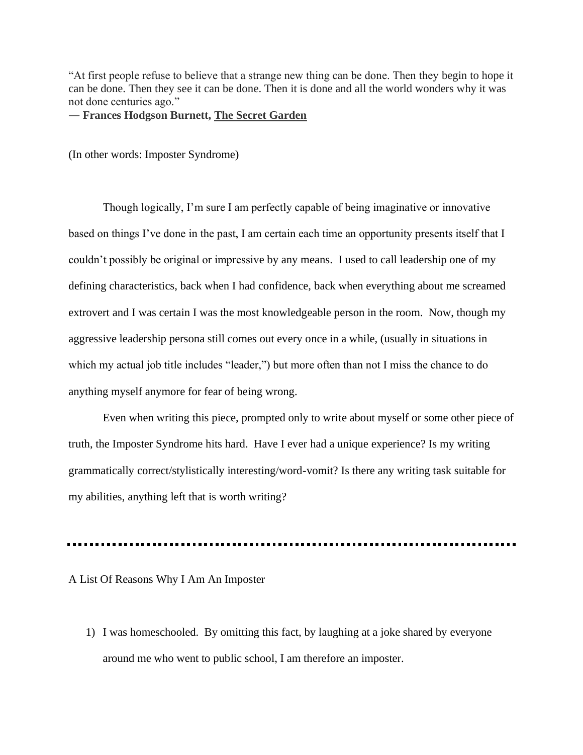"At first people refuse to believe that a strange new thing can be done. Then they begin to hope it can be done. Then they see it can be done. Then it is done and all the world wonders why it was not done centuries ago."
**― Frances Hodgson Burnett, The Secret Garden**

(In other words: Imposter Syndrome)

Though logically, I'm sure I am perfectly capable of being imaginative or innovative based on things I've done in the past, I am certain each time an opportunity presents itself that I couldn't possibly be original or impressive by any means. I used to call leadership one of my defining characteristics, back when I had confidence, back when everything about me screamed extrovert and I was certain I was the most knowledgeable person in the room. Now, though my aggressive leadership persona still comes out every once in a while, (usually in situations in which my actual job title includes "leader,") but more often than not I miss the chance to do anything myself anymore for fear of being wrong.

Even when writing this piece, prompted only to write about myself or some other piece of truth, the Imposter Syndrome hits hard. Have I ever had a unique experience? Is my writing grammatically correct/stylistically interesting/word-vomit? Is there any writing task suitable for my abilities, anything left that is worth writing?

---

A List Of Reasons Why I Am An Imposter

1) I was homeschooled. By omitting this fact, by laughing at a joke shared by everyone around me who went to public school, I am therefore an imposter.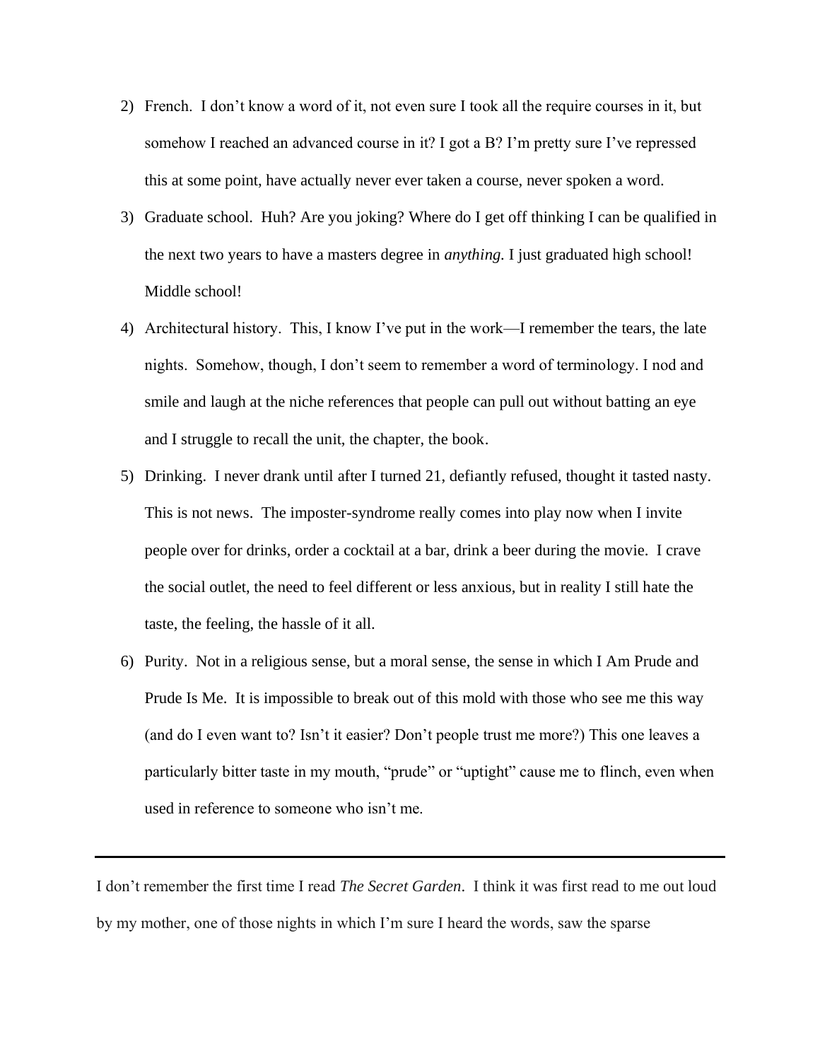2) French. I don't know a word of it, not even sure I took all the require courses in it, but somehow I reached an advanced course in it? I got a B? I'm pretty sure I've repressed this at some point, have actually never ever taken a course, never spoken a word.
3) Graduate school. Huh? Are you joking? Where do I get off thinking I can be qualified in the next two years to have a masters degree in *anything.* I just graduated high school! Middle school!
4) Architectural history. This, I know I've put in the work—I remember the tears, the late nights. Somehow, though, I don't seem to remember a word of terminology. I nod and smile and laugh at the niche references that people can pull out without batting an eye and I struggle to recall the unit, the chapter, the book.
5) Drinking. I never drank until after I turned 21, defiantly refused, thought it tasted nasty. This is not news. The imposter-syndrome really comes into play now when I invite people over for drinks, order a cocktail at a bar, drink a beer during the movie. I crave the social outlet, the need to feel different or less anxious, but in reality I still hate the taste, the feeling, the hassle of it all.
6) Purity. Not in a religious sense, but a moral sense, the sense in which I Am Prude and Prude Is Me. It is impossible to break out of this mold with those who see me this way (and do I even want to? Isn't it easier? Don't people trust me more?) This one leaves a particularly bitter taste in my mouth, "prude" or "uptight" cause me to flinch, even when used in reference to someone who isn't me.

---

I don't remember the first time I read *The Secret Garden*. I think it was first read to me out loud by my mother, one of those nights in which I'm sure I heard the words, saw the sparse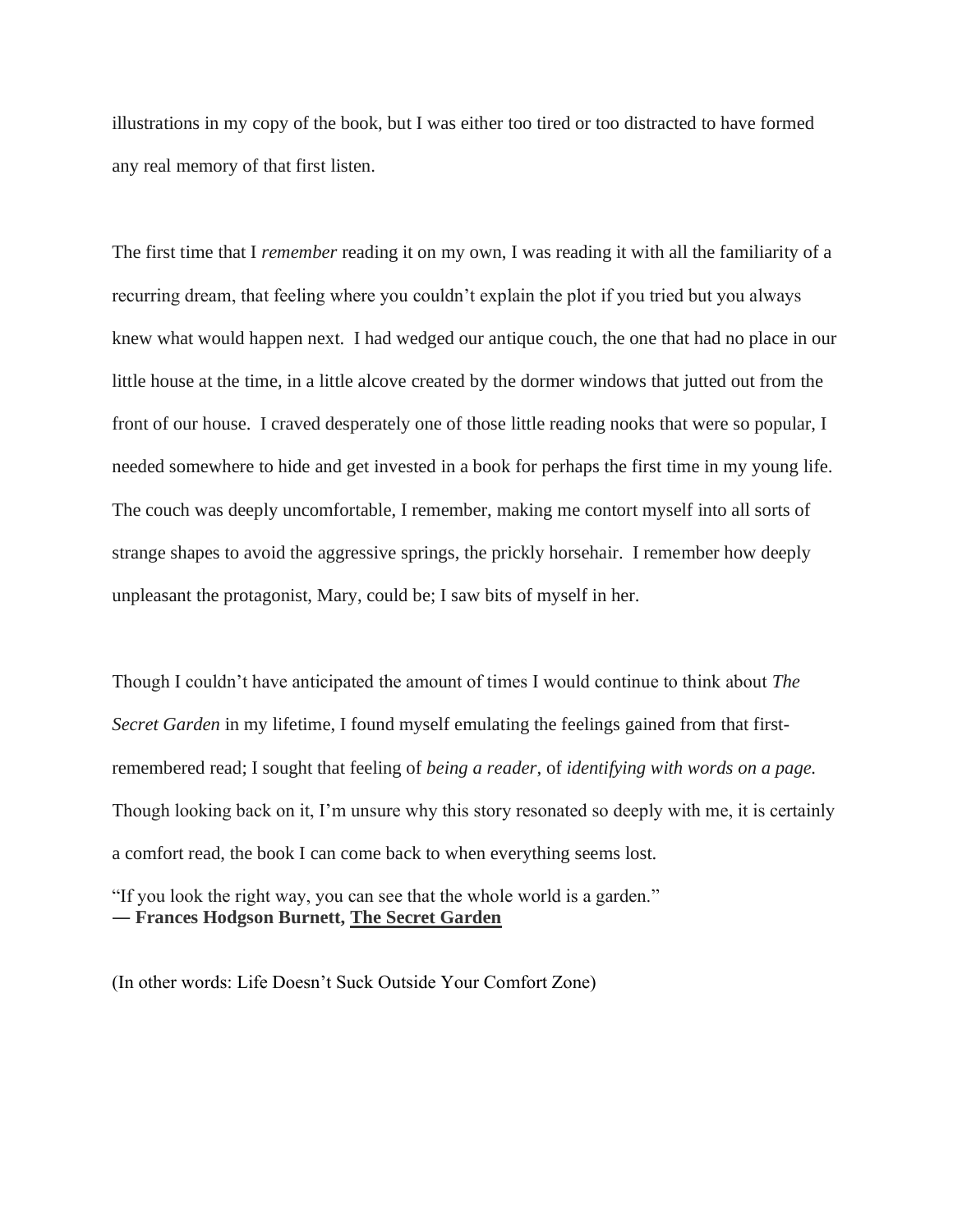illustrations in my copy of the book, but I was either too tired or too distracted to have formed any real memory of that first listen.

The first time that I *remember* reading it on my own, I was reading it with all the familiarity of a recurring dream, that feeling where you couldn't explain the plot if you tried but you always knew what would happen next.  I had wedged our antique couch, the one that had no place in our little house at the time, in a little alcove created by the dormer windows that jutted out from the front of our house.  I craved desperately one of those little reading nooks that were so popular, I needed somewhere to hide and get invested in a book for perhaps the first time in my young life. The couch was deeply uncomfortable, I remember, making me contort myself into all sorts of strange shapes to avoid the aggressive springs, the prickly horsehair.  I remember how deeply unpleasant the protagonist, Mary, could be; I saw bits of myself in her.

Though I couldn't have anticipated the amount of times I would continue to think about *The Secret Garden* in my lifetime, I found myself emulating the feelings gained from that first-remembered read; I sought that feeling of *being a reader*, of *identifying with words on a page.* Though looking back on it, I'm unsure why this story resonated so deeply with me, it is certainly a comfort read, the book I can come back to when everything seems lost.

"If you look the right way, you can see that the whole world is a garden."
**― Frances Hodgson Burnett, <u>The Secret Garden</u>**

(In other words: Life Doesn't Suck Outside Your Comfort Zone)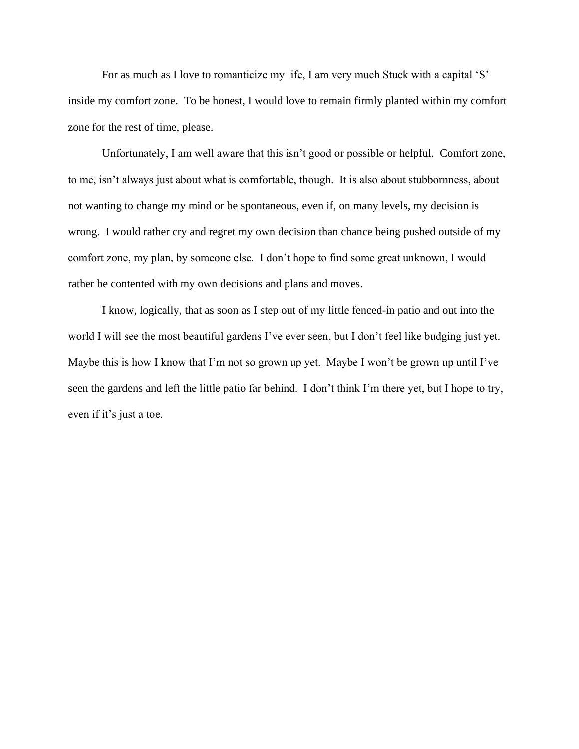For as much as I love to romanticize my life, I am very much Stuck with a capital 'S' inside my comfort zone. To be honest, I would love to remain firmly planted within my comfort zone for the rest of time, please.

Unfortunately, I am well aware that this isn't good or possible or helpful. Comfort zone, to me, isn't always just about what is comfortable, though. It is also about stubbornness, about not wanting to change my mind or be spontaneous, even if, on many levels, my decision is wrong. I would rather cry and regret my own decision than chance being pushed outside of my comfort zone, my plan, by someone else. I don't hope to find some great unknown, I would rather be contented with my own decisions and plans and moves.

I know, logically, that as soon as I step out of my little fenced-in patio and out into the world I will see the most beautiful gardens I've ever seen, but I don't feel like budging just yet. Maybe this is how I know that I'm not so grown up yet. Maybe I won't be grown up until I've seen the gardens and left the little patio far behind. I don't think I'm there yet, but I hope to try, even if it's just a toe.